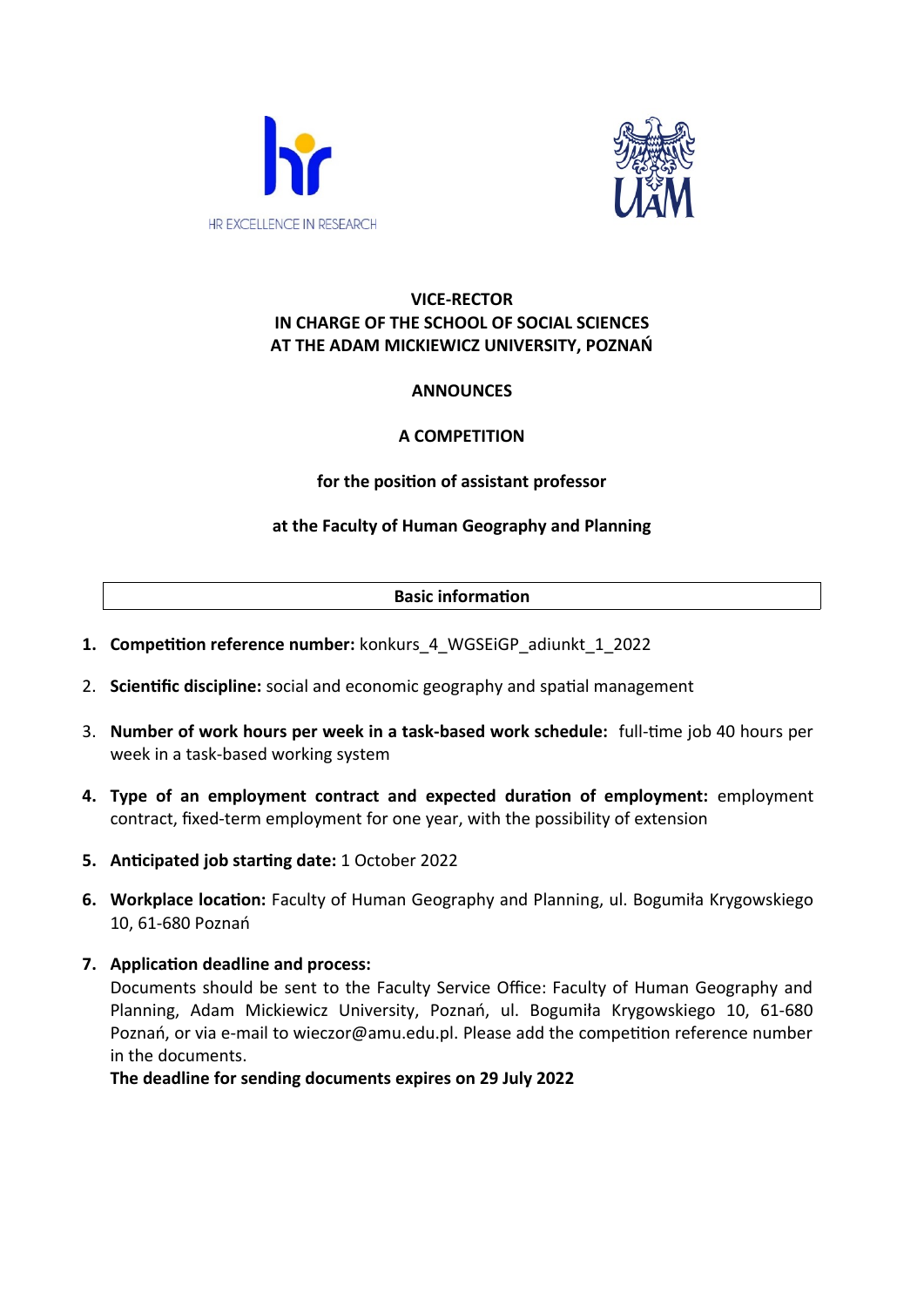HR EXCELLENCE IN RESEARCH

**VICE-RECTOR**
**IN CHARGE OF THE SCHOOL OF SOCIAL SCIENCES**
**AT THE ADAM MICKIEWICZ UNIVERSITY, POZNAŃ**

**ANNOUNCES**

**A COMPETITION**

**for the position of assistant professor**

**at the Faculty of Human Geography and Planning**

## Basic information

1. **Competition reference number:** konkurs_4_WGSEiGP_adiunkt_1_2022
2. **Scientific discipline:** social and economic geography and spatial management
3. **Number of work hours per week in a task-based work schedule:** full-time job 40 hours per week in a task-based working system
4. **Type of an employment contract and expected duration of employment:** employment contract, fixed-term employment for one year, with the possibility of extension
5. **Anticipated job starting date:** 1 October 2022
6. **Workplace location:** Faculty of Human Geography and Planning, ul. Bogumiła Krygowskiego 10, 61-680 Poznań
7. **Application deadline and process:**
   Documents should be sent to the Faculty Service Office: Faculty of Human Geography and Planning, Adam Mickiewicz University, Poznań, ul. Bogumiła Krygowskiego 10, 61-680 Poznań, or via e-mail to wieczor@amu.edu.pl. Please add the competition reference number in the documents.
   **The deadline for sending documents expires on 29 July 2022**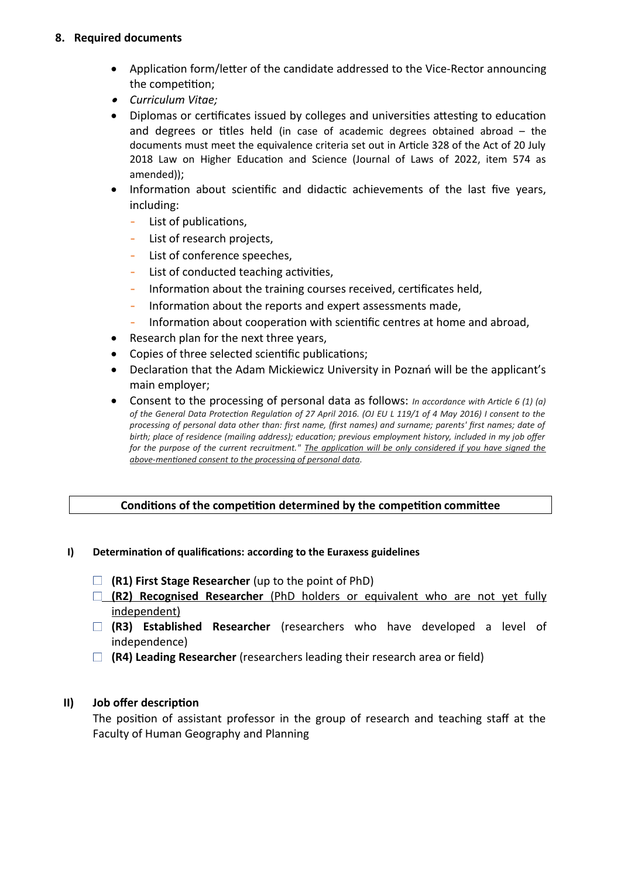## 8. Required documents

- Application form/letter of the candidate addressed to the Vice-Rector announcing the competition;
- *Curriculum Vitae;*
- Diplomas or certificates issued by colleges and universities attesting to education and degrees or titles held (in case of academic degrees obtained abroad – the documents must meet the equivalence criteria set out in Article 328 of the Act of 20 July 2018 Law on Higher Education and Science (Journal of Laws of 2022, item 574 as amended));
- Information about scientific and didactic achievements of the last five years, including:
  - List of publications,
  - List of research projects,
  - List of conference speeches,
  - List of conducted teaching activities,
  - Information about the training courses received, certificates held,
  - Information about the reports and expert assessments made,
  - Information about cooperation with scientific centres at home and abroad,
- Research plan for the next three years,
- Copies of three selected scientific publications;
- Declaration that the Adam Mickiewicz University in Poznań will be the applicant's main employer;
- Consent to the processing of personal data as follows: *In accordance with Article 6 (1) (a) of the General Data Protection Regulation of 27 April 2016. (OJ EU L 119/1 of 4 May 2016) I consent to the processing of personal data other than: first name, (first names) and surname; parents' first names; date of birth; place of residence (mailing address); education; previous employment history, included in my job offer for the purpose of the current recruitment." <u>The application will be only considered if you have signed the above-mentioned consent to the processing of personal data</u>.*

**Conditions of the competition determined by the competition committee**

**I) Determination of qualifications: according to the Euraxess guidelines**

- ☐ **(R1) First Stage Researcher** (up to the point of PhD)
- ☐ <u>**(R2) Recognised Researcher** (PhD holders or equivalent who are not yet fully independent)</u>
- ☐ **(R3) Established Researcher** (researchers who have developed a level of independence)
- ☐ **(R4) Leading Researcher** (researchers leading their research area or field)

**II) Job offer description**

The position of assistant professor in the group of research and teaching staff at the Faculty of Human Geography and Planning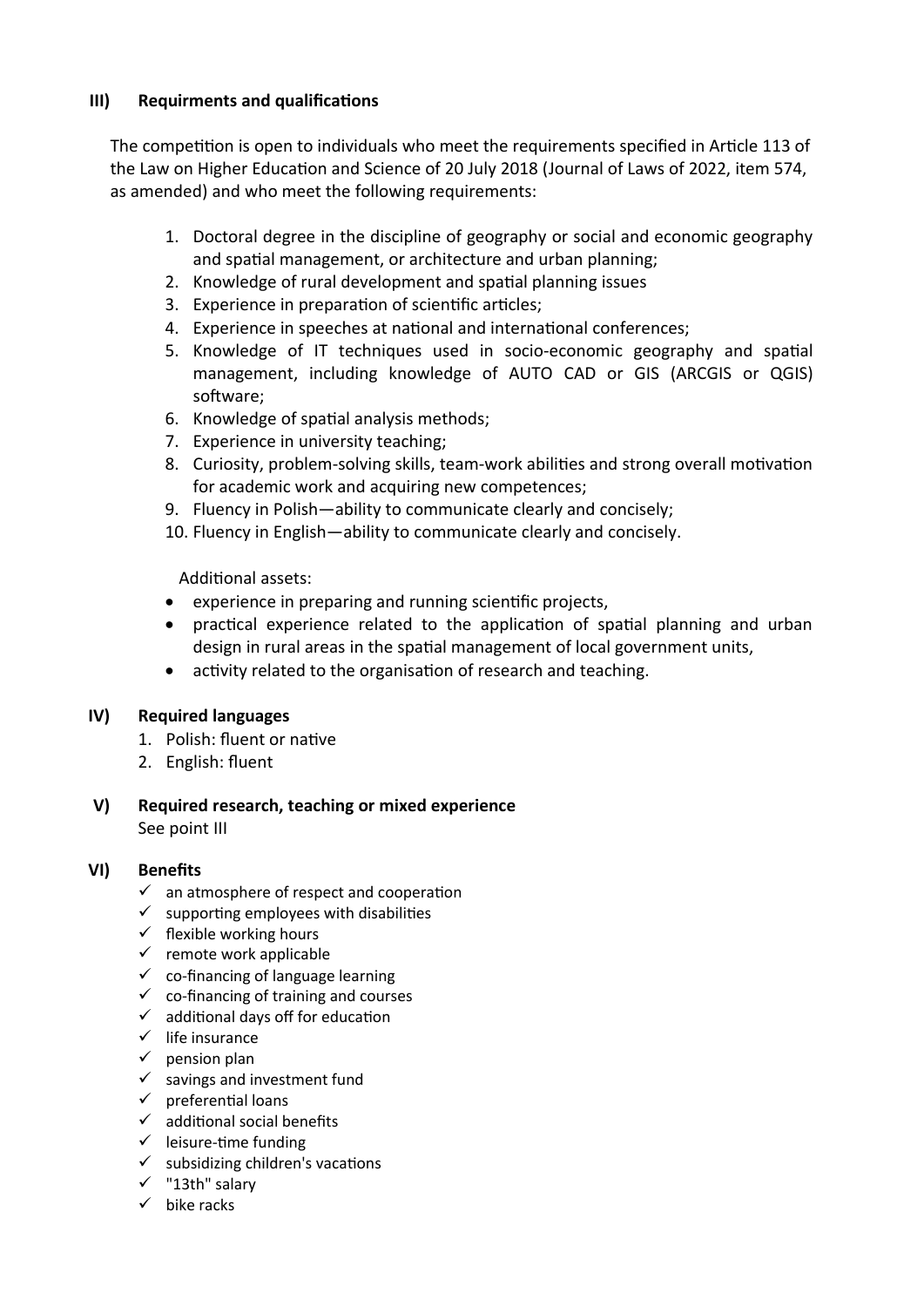## III) Requirments and qualifications

The competition is open to individuals who meet the requirements specified in Article 113 of the Law on Higher Education and Science of 20 July 2018 (Journal of Laws of 2022, item 574, as amended) and who meet the following requirements:

1. Doctoral degree in the discipline of geography or social and economic geography and spatial management, or architecture and urban planning;
2. Knowledge of rural development and spatial planning issues
3. Experience in preparation of scientific articles;
4. Experience in speeches at national and international conferences;
5. Knowledge of IT techniques used in socio-economic geography and spatial management, including knowledge of AUTO CAD or GIS (ARCGIS or QGIS) software;
6. Knowledge of spatial analysis methods;
7. Experience in university teaching;
8. Curiosity, problem-solving skills, team-work abilities and strong overall motivation for academic work and acquiring new competences;
9. Fluency in Polish—ability to communicate clearly and concisely;
10. Fluency in English—ability to communicate clearly and concisely.

Additional assets:

- experience in preparing and running scientific projects,
- practical experience related to the application of spatial planning and urban design in rural areas in the spatial management of local government units,
- activity related to the organisation of research and teaching.

## IV) Required languages

1. Polish: fluent or native
2. English: fluent

## V) Required research, teaching or mixed experience

See point III

## VI) Benefits

- ✓ an atmosphere of respect and cooperation
- ✓ supporting employees with disabilities
- ✓ flexible working hours
- ✓ remote work applicable
- ✓ co-financing of language learning
- ✓ co-financing of training and courses
- ✓ additional days off for education
- ✓ life insurance
- ✓ pension plan
- ✓ savings and investment fund
- ✓ preferential loans
- ✓ additional social benefits
- ✓ leisure-time funding
- ✓ subsidizing children's vacations
- ✓ "13th" salary
- ✓ bike racks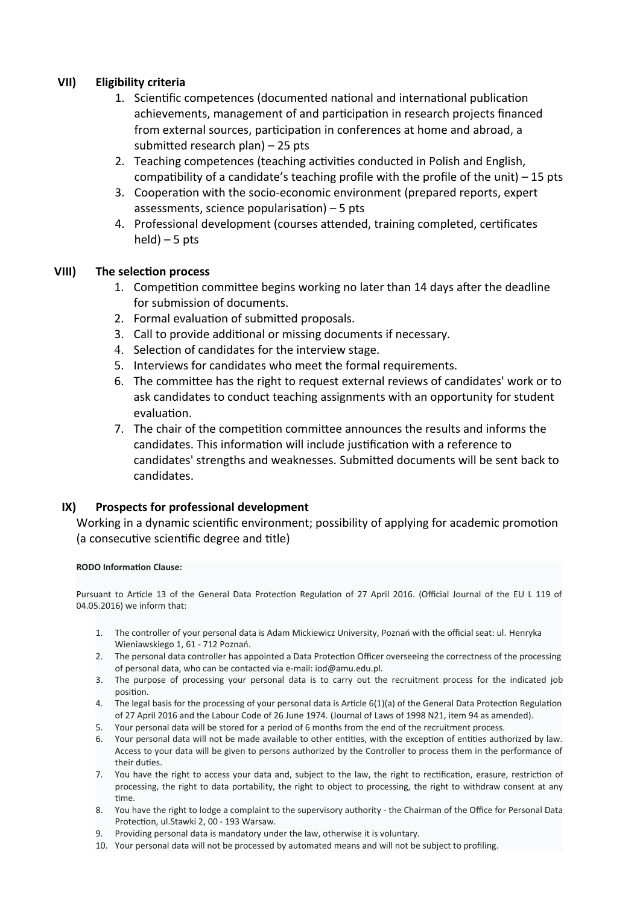## VII) Eligibility criteria

1. Scientific competences (documented national and international publication achievements, management of and participation in research projects financed from external sources, participation in conferences at home and abroad, a submitted research plan) – 25 pts
2. Teaching competences (teaching activities conducted in Polish and English, compatibility of a candidate's teaching profile with the profile of the unit) – 15 pts
3. Cooperation with the socio-economic environment (prepared reports, expert assessments, science popularisation) – 5 pts
4. Professional development (courses attended, training completed, certificates held) – 5 pts

## VIII) The selection process

1. Competition committee begins working no later than 14 days after the deadline for submission of documents.
2. Formal evaluation of submitted proposals.
3. Call to provide additional or missing documents if necessary.
4. Selection of candidates for the interview stage.
5. Interviews for candidates who meet the formal requirements.
6. The committee has the right to request external reviews of candidates' work or to ask candidates to conduct teaching assignments with an opportunity for student evaluation.
7. The chair of the competition committee announces the results and informs the candidates. This information will include justification with a reference to candidates' strengths and weaknesses. Submitted documents will be sent back to candidates.

## IX) Prospects for professional development

Working in a dynamic scientific environment; possibility of applying for academic promotion (a consecutive scientific degree and title)

**RODO Information Clause:**

Pursuant to Article 13 of the General Data Protection Regulation of 27 April 2016. (Official Journal of the EU L 119 of 04.05.2016) we inform that:

1. The controller of your personal data is Adam Mickiewicz University, Poznań with the official seat: ul. Henryka Wieniawskiego 1, 61 - 712 Poznań.
2. The personal data controller has appointed a Data Protection Officer overseeing the correctness of the processing of personal data, who can be contacted via e-mail: iod@amu.edu.pl.
3. The purpose of processing your personal data is to carry out the recruitment process for the indicated job position.
4. The legal basis for the processing of your personal data is Article 6(1)(a) of the General Data Protection Regulation of 27 April 2016 and the Labour Code of 26 June 1974. (Journal of Laws of 1998 N21, item 94 as amended).
5. Your personal data will be stored for a period of 6 months from the end of the recruitment process.
6. Your personal data will not be made available to other entities, with the exception of entities authorized by law. Access to your data will be given to persons authorized by the Controller to process them in the performance of their duties.
7. You have the right to access your data and, subject to the law, the right to rectification, erasure, restriction of processing, the right to data portability, the right to object to processing, the right to withdraw consent at any time.
8. You have the right to lodge a complaint to the supervisory authority - the Chairman of the Office for Personal Data Protection, ul.Stawki 2, 00 - 193 Warsaw.
9. Providing personal data is mandatory under the law, otherwise it is voluntary.
10. Your personal data will not be processed by automated means and will not be subject to profiling.